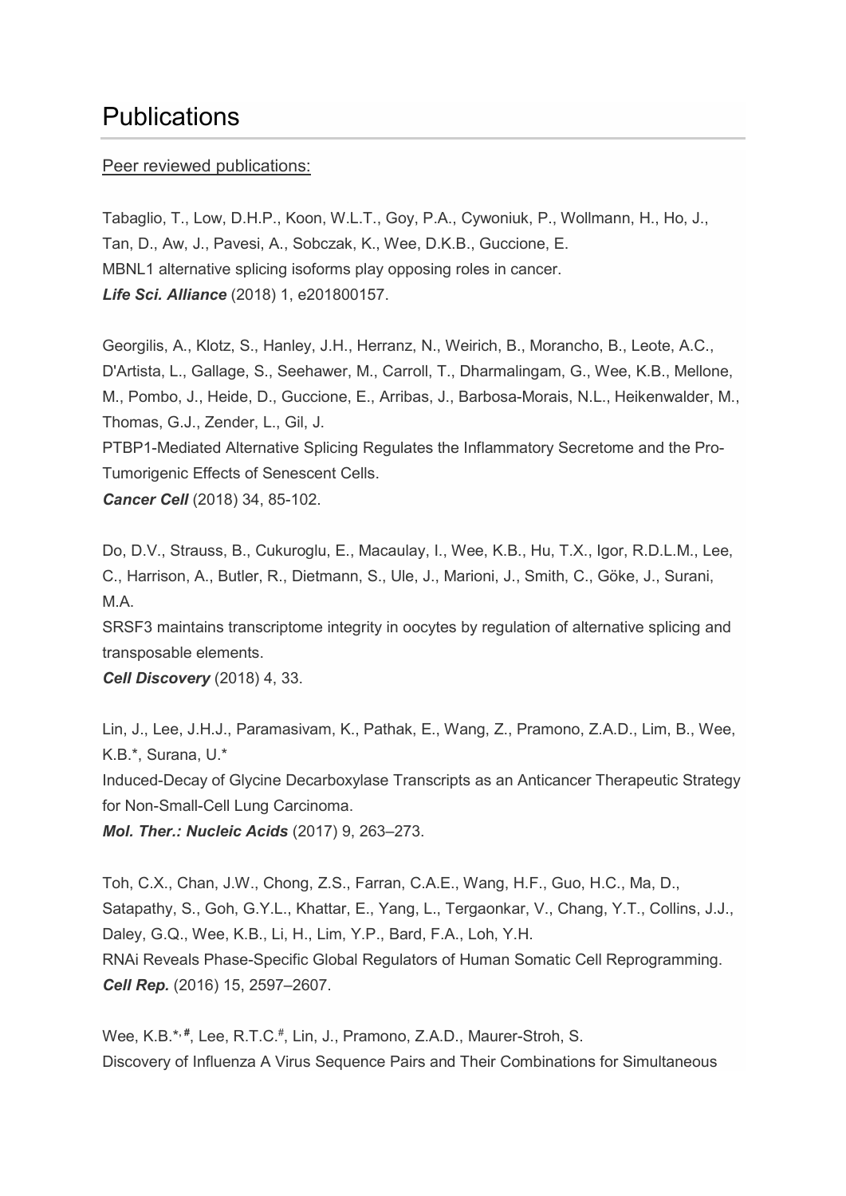# Publications

Peer reviewed publications:

Tabaglio, T., Low, D.H.P., Koon, W.L.T., Goy, P.A., Cywoniuk, P., Wollmann, H., Ho, J., Tan, D., Aw, J., Pavesi, A., Sobczak, K., Wee, D.K.B., Guccione, E.
MBNL1 alternative splicing isoforms play opposing roles in cancer.
***Life Sci. Alliance*** (2018) 1, e201800157.

Georgilis, A., Klotz, S., Hanley, J.H., Herranz, N., Weirich, B., Morancho, B., Leote, A.C., D'Artista, L., Gallage, S., Seehawer, M., Carroll, T., Dharmalingam, G., Wee, K.B., Mellone, M., Pombo, J., Heide, D., Guccione, E., Arribas, J., Barbosa-Morais, N.L., Heikenwalder, M., Thomas, G.J., Zender, L., Gil, J.
PTBP1-Mediated Alternative Splicing Regulates the Inflammatory Secretome and the Pro-Tumorigenic Effects of Senescent Cells.
***Cancer Cell*** (2018) 34, 85-102.

Do, D.V., Strauss, B., Cukuroglu, E., Macaulay, I., Wee, K.B., Hu, T.X., Igor, R.D.L.M., Lee, C., Harrison, A., Butler, R., Dietmann, S., Ule, J., Marioni, J., Smith, C., Göke, J., Surani, M.A.
SRSF3 maintains transcriptome integrity in oocytes by regulation of alternative splicing and transposable elements.
***Cell Discovery*** (2018) 4, 33.

Lin, J., Lee, J.H.J., Paramasivam, K., Pathak, E., Wang, Z., Pramono, Z.A.D., Lim, B., Wee, K.B.*, Surana, U.*
Induced-Decay of Glycine Decarboxylase Transcripts as an Anticancer Therapeutic Strategy for Non-Small-Cell Lung Carcinoma.
***Mol. Ther.: Nucleic Acids*** (2017) 9, 263–273.

Toh, C.X., Chan, J.W., Chong, Z.S., Farran, C.A.E., Wang, H.F., Guo, H.C., Ma, D., Satapathy, S., Goh, G.Y.L., Khattar, E., Yang, L., Tergaonkar, V., Chang, Y.T., Collins, J.J., Daley, G.Q., Wee, K.B., Li, H., Lim, Y.P., Bard, F.A., Loh, Y.H.
RNAi Reveals Phase-Specific Global Regulators of Human Somatic Cell Reprogramming.
***Cell Rep.*** (2016) 15, 2597–2607.

Wee, K.B.*[,#], Lee, R.T.C.[#], Lin, J., Pramono, Z.A.D., Maurer-Stroh, S.
Discovery of Influenza A Virus Sequence Pairs and Their Combinations for Simultaneous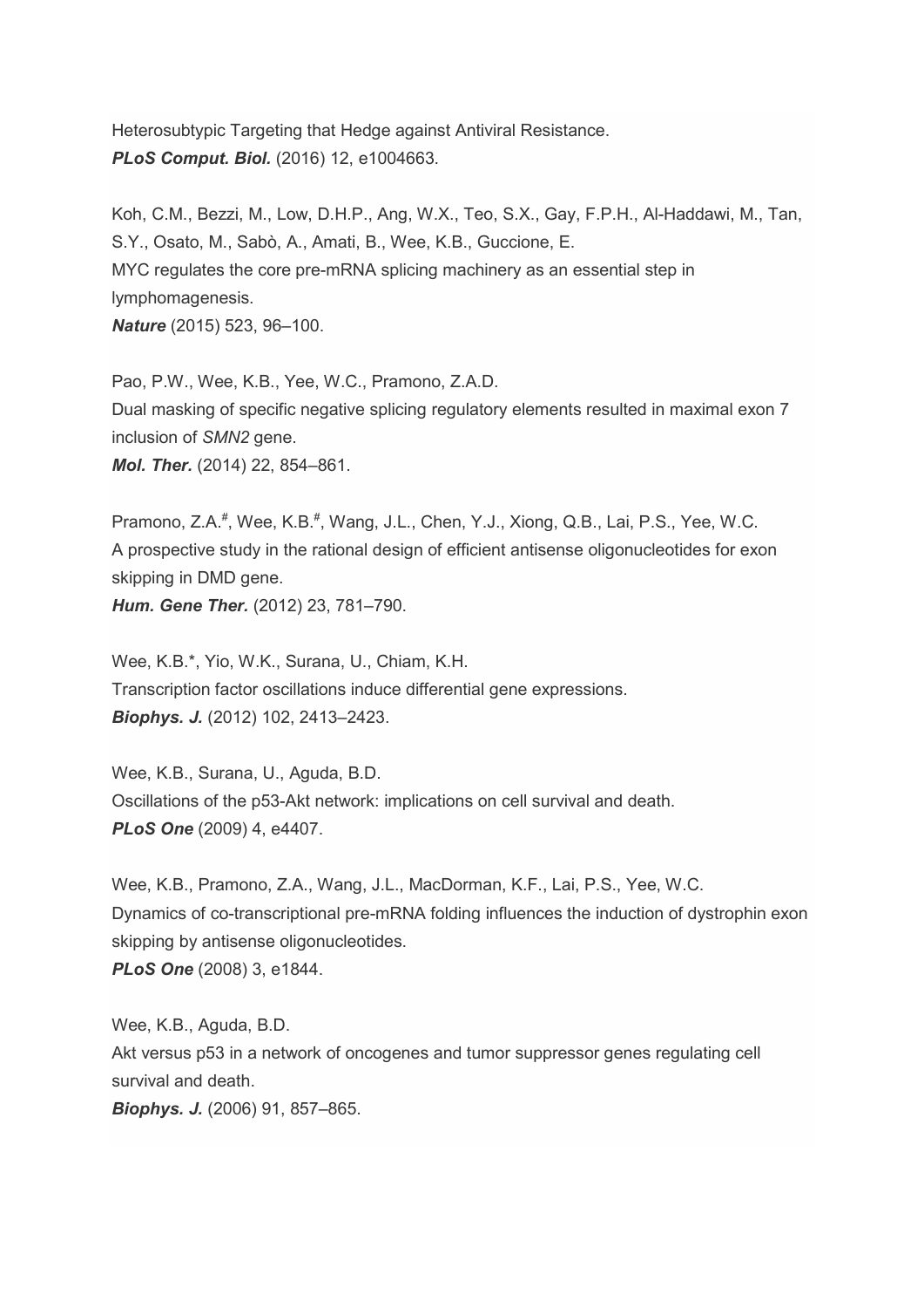Heterosubtypic Targeting that Hedge against Antiviral Resistance.
***PLoS Comput. Biol.*** (2016) 12, e1004663.

Koh, C.M., Bezzi, M., Low, D.H.P., Ang, W.X., Teo, S.X., Gay, F.P.H., Al-Haddawi, M., Tan, S.Y., Osato, M., Sabò, A., Amati, B., Wee, K.B., Guccione, E.
MYC regulates the core pre-mRNA splicing machinery as an essential step in lymphomagenesis.
***Nature*** (2015) 523, 96–100.

Pao, P.W., Wee, K.B., Yee, W.C., Pramono, Z.A.D.
Dual masking of specific negative splicing regulatory elements resulted in maximal exon 7 inclusion of *SMN2* gene.
***Mol. Ther.*** (2014) 22, 854–861.

Pramono, Z.A.[#], Wee, K.B.[#], Wang, J.L., Chen, Y.J., Xiong, Q.B., Lai, P.S., Yee, W.C.
A prospective study in the rational design of efficient antisense oligonucleotides for exon skipping in DMD gene.
***Hum. Gene Ther.*** (2012) 23, 781–790.

Wee, K.B.*, Yio, W.K., Surana, U., Chiam, K.H.
Transcription factor oscillations induce differential gene expressions.
***Biophys. J.*** (2012) 102, 2413–2423.

Wee, K.B., Surana, U., Aguda, B.D.
Oscillations of the p53-Akt network: implications on cell survival and death.
***PLoS One*** (2009) 4, e4407.

Wee, K.B., Pramono, Z.A., Wang, J.L., MacDorman, K.F., Lai, P.S., Yee, W.C.
Dynamics of co-transcriptional pre-mRNA folding influences the induction of dystrophin exon skipping by antisense oligonucleotides.
***PLoS One*** (2008) 3, e1844.

Wee, K.B., Aguda, B.D.
Akt versus p53 in a network of oncogenes and tumor suppressor genes regulating cell survival and death.
***Biophys. J.*** (2006) 91, 857–865.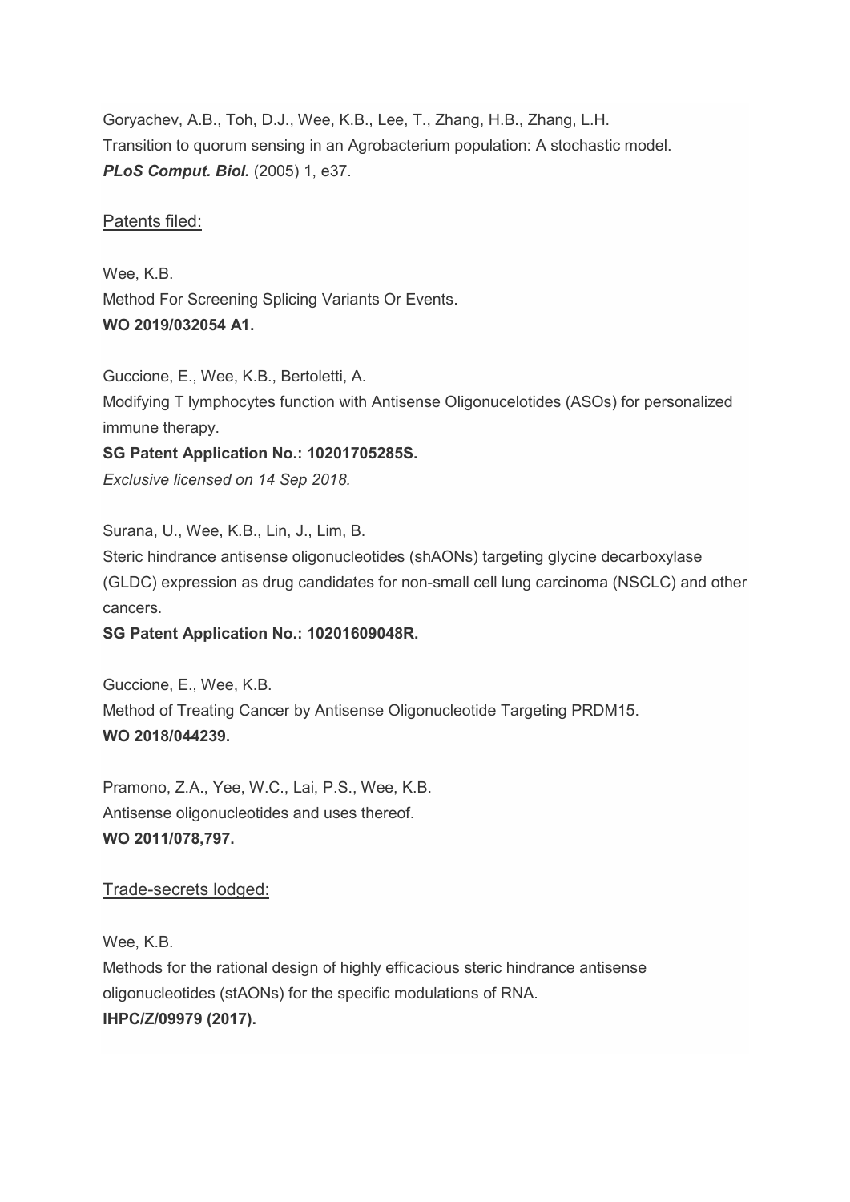Goryachev, A.B., Toh, D.J., Wee, K.B., Lee, T., Zhang, H.B., Zhang, L.H.
Transition to quorum sensing in an Agrobacterium population: A stochastic model.
***PLoS Comput. Biol.*** (2005) 1, e37.

## Patents filed:

Wee, K.B.
Method For Screening Splicing Variants Or Events.
**WO 2019/032054 A1.**

Guccione, E., Wee, K.B., Bertoletti, A.
Modifying T lymphocytes function with Antisense Oligonucelotides (ASOs) for personalized immune therapy.
**SG Patent Application No.: 10201705285S.**
*Exclusive licensed on 14 Sep 2018.*

Surana, U., Wee, K.B., Lin, J., Lim, B.
Steric hindrance antisense oligonucleotides (shAONs) targeting glycine decarboxylase (GLDC) expression as drug candidates for non-small cell lung carcinoma (NSCLC) and other cancers.
**SG Patent Application No.: 10201609048R.**

Guccione, E., Wee, K.B.
Method of Treating Cancer by Antisense Oligonucleotide Targeting PRDM15.
**WO 2018/044239.**

Pramono, Z.A., Yee, W.C., Lai, P.S., Wee, K.B.
Antisense oligonucleotides and uses thereof.
**WO 2011/078,797.**

## Trade-secrets lodged:

Wee, K.B.
Methods for the rational design of highly efficacious steric hindrance antisense oligonucleotides (stAONs) for the specific modulations of RNA.
**IHPC/Z/09979 (2017).**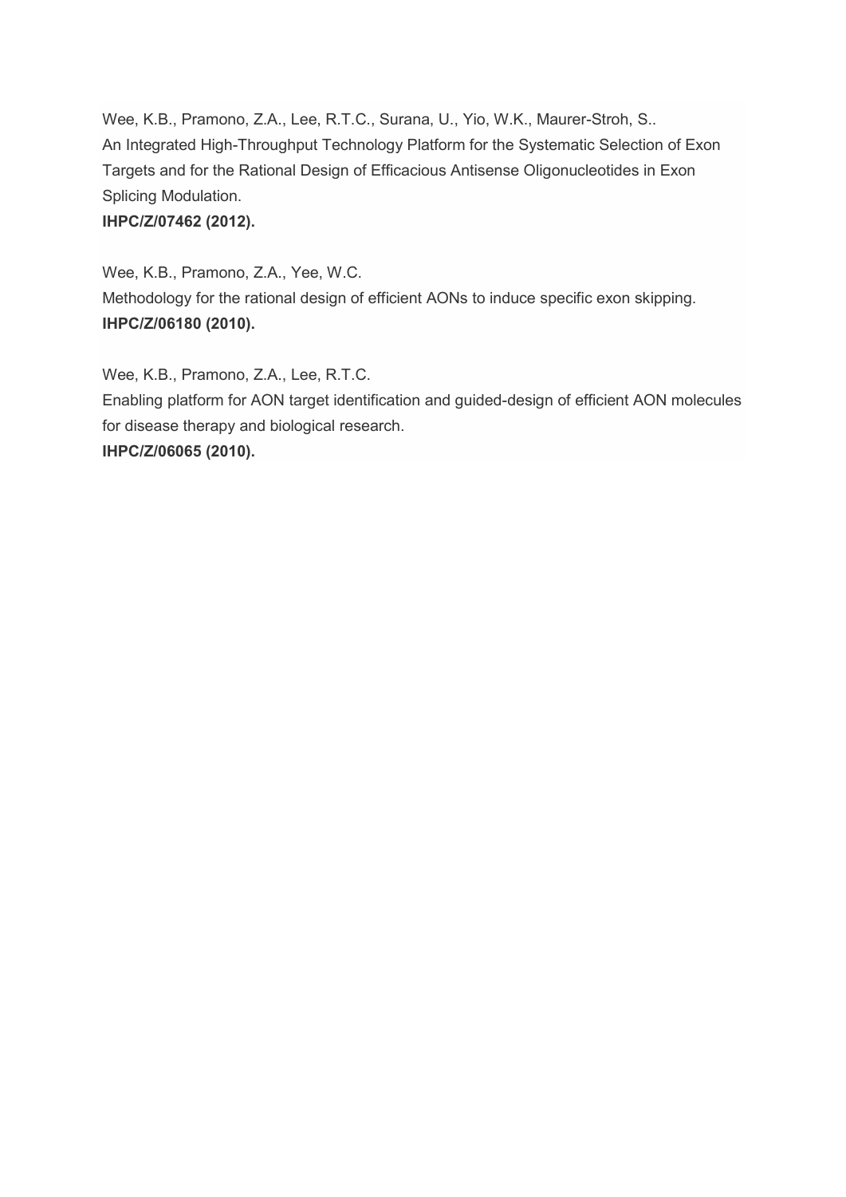Wee, K.B., Pramono, Z.A., Lee, R.T.C., Surana, U., Yio, W.K., Maurer-Stroh, S..
An Integrated High-Throughput Technology Platform for the Systematic Selection of Exon Targets and for the Rational Design of Efficacious Antisense Oligonucleotides in Exon Splicing Modulation.
**IHPC/Z/07462 (2012).**

Wee, K.B., Pramono, Z.A., Yee, W.C.
Methodology for the rational design of efficient AONs to induce specific exon skipping.
**IHPC/Z/06180 (2010).**

Wee, K.B., Pramono, Z.A., Lee, R.T.C.
Enabling platform for AON target identification and guided-design of efficient AON molecules for disease therapy and biological research.
**IHPC/Z/06065 (2010).**